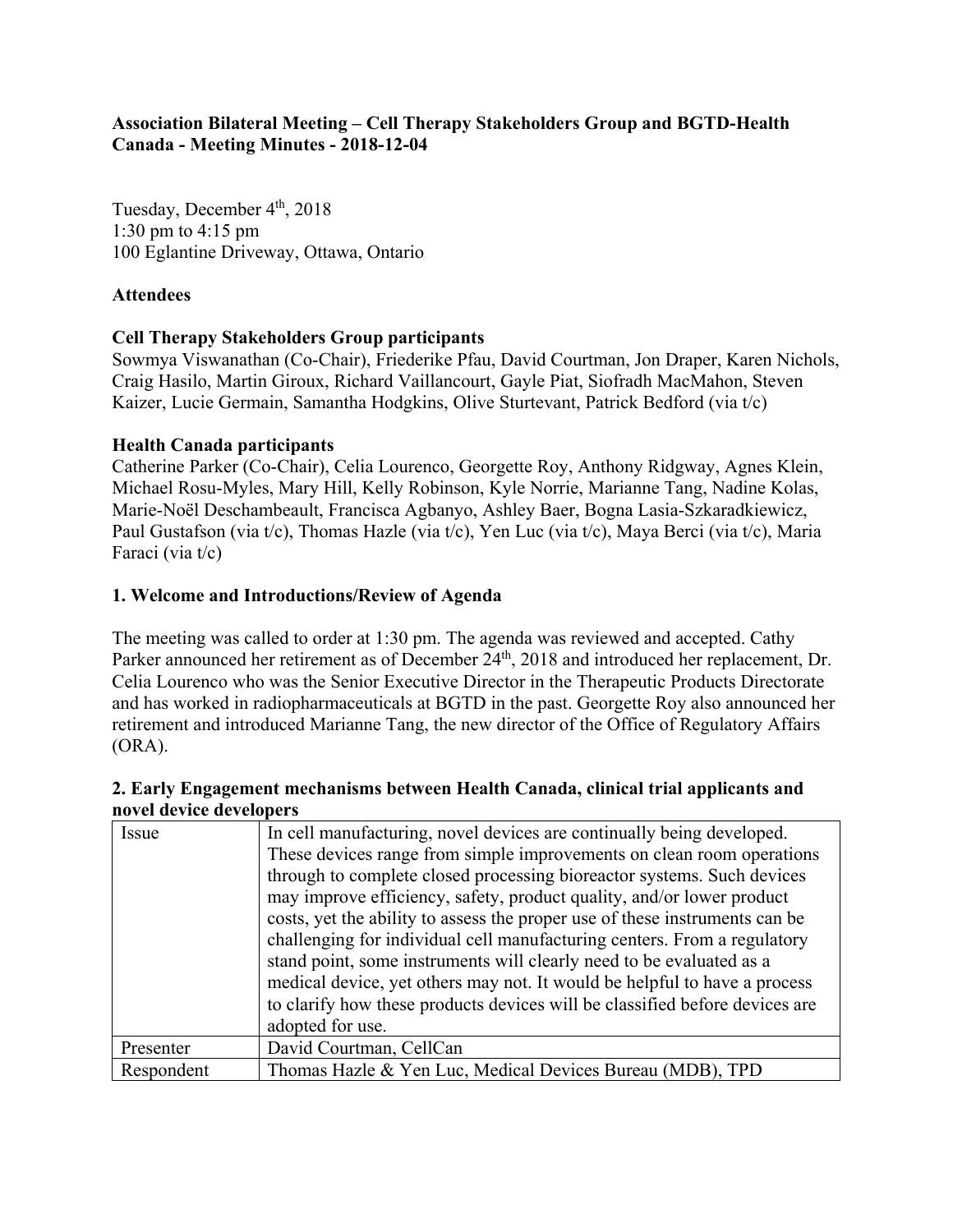**Association Bilateral Meeting – Cell Therapy Stakeholders Group and BGTD-Health Canada - Meeting Minutes - 2018-12-04**

Tuesday, December 4th, 2018
1:30 pm to 4:15 pm
100 Eglantine Driveway, Ottawa, Ontario

**Attendees**

**Cell Therapy Stakeholders Group participants**
Sowmya Viswanathan (Co-Chair), Friederike Pfau, David Courtman, Jon Draper, Karen Nichols, Craig Hasilo, Martin Giroux, Richard Vaillancourt, Gayle Piat, Siofradh MacMahon, Steven Kaizer, Lucie Germain, Samantha Hodgkins, Olive Sturtevant, Patrick Bedford (via t/c)

**Health Canada participants**
Catherine Parker (Co-Chair), Celia Lourenco, Georgette Roy, Anthony Ridgway, Agnes Klein, Michael Rosu-Myles, Mary Hill, Kelly Robinson, Kyle Norrie, Marianne Tang, Nadine Kolas, Marie-Noël Deschambeault, Francisca Agbanyo, Ashley Baer, Bogna Lasia-Szkaradkiewicz, Paul Gustafson (via t/c), Thomas Hazle (via t/c), Yen Luc (via t/c), Maya Berci (via t/c), Maria Faraci (via t/c)

**1. Welcome and Introductions/Review of Agenda**

The meeting was called to order at 1:30 pm. The agenda was reviewed and accepted. Cathy Parker announced her retirement as of December 24th, 2018 and introduced her replacement, Dr. Celia Lourenco who was the Senior Executive Director in the Therapeutic Products Directorate and has worked in radiopharmaceuticals at BGTD in the past. Georgette Roy also announced her retirement and introduced Marianne Tang, the new director of the Office of Regulatory Affairs (ORA).

**2. Early Engagement mechanisms between Health Canada, clinical trial applicants and novel device developers**

| | |
|---|---|
| Issue | In cell manufacturing, novel devices are continually being developed. These devices range from simple improvements on clean room operations through to complete closed processing bioreactor systems. Such devices may improve efficiency, safety, product quality, and/or lower product costs, yet the ability to assess the proper use of these instruments can be challenging for individual cell manufacturing centers. From a regulatory stand point, some instruments will clearly need to be evaluated as a medical device, yet others may not. It would be helpful to have a process to clarify how these products devices will be classified before devices are adopted for use. |
| Presenter | David Courtman, CellCan |
| Respondent | Thomas Hazle & Yen Luc, Medical Devices Bureau (MDB), TPD |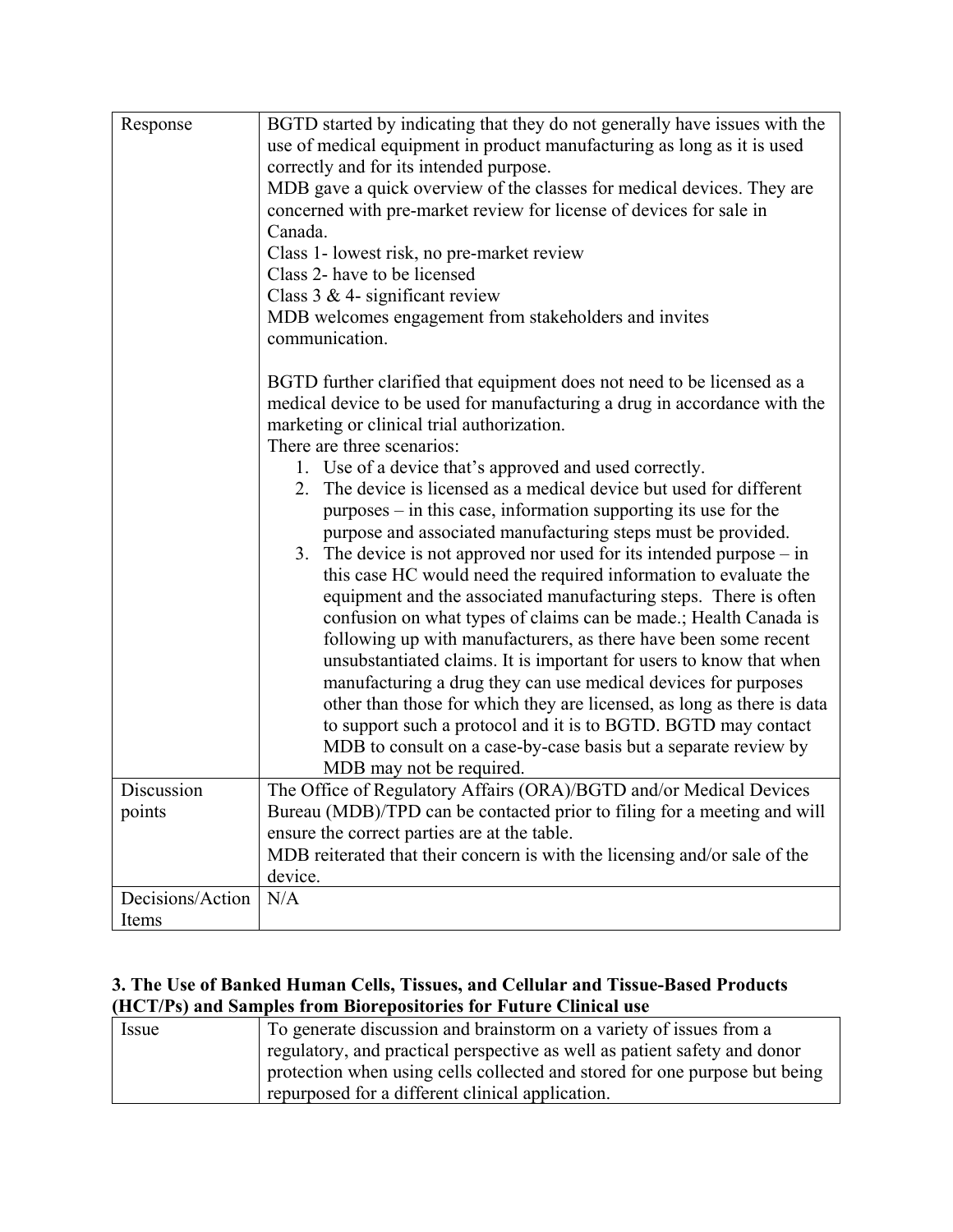| Response | BGTD started by indicating that they do not generally have issues with the use of medical equipment in product manufacturing as long as it is used correctly and for its intended purpose.<br>MDB gave a quick overview of the classes for medical devices. They are concerned with pre-market review for license of devices for sale in Canada.<br>Class 1- lowest risk, no pre-market review<br>Class 2- have to be licensed<br>Class 3 & 4- significant review<br>MDB welcomes engagement from stakeholders and invites communication.<br><br>BGTD further clarified that equipment does not need to be licensed as a medical device to be used for manufacturing a drug in accordance with the marketing or clinical trial authorization.<br>There are three scenarios:<br>1. Use of a device that's approved and used correctly.<br>2. The device is licensed as a medical device but used for different purposes – in this case, information supporting its use for the purpose and associated manufacturing steps must be provided.<br>3. The device is not approved nor used for its intended purpose – in this case HC would need the required information to evaluate the equipment and the associated manufacturing steps. There is often confusion on what types of claims can be made.; Health Canada is following up with manufacturers, as there have been some recent unsubstantiated claims. It is important for users to know that when manufacturing a drug they can use medical devices for purposes other than those for which they are licensed, as long as there is data to support such a protocol and it is to BGTD. BGTD may contact MDB to consult on a case-by-case basis but a separate review by MDB may not be required. |
|---|---|
| Discussion points | The Office of Regulatory Affairs (ORA)/BGTD and/or Medical Devices Bureau (MDB)/TPD can be contacted prior to filing for a meeting and will ensure the correct parties are at the table.<br>MDB reiterated that their concern is with the licensing and/or sale of the device. |
| Decisions/Action Items | N/A |

### 3. The Use of Banked Human Cells, Tissues, and Cellular and Tissue-Based Products (HCT/Ps) and Samples from Biorepositories for Future Clinical use

| Issue | To generate discussion and brainstorm on a variety of issues from a regulatory, and practical perspective as well as patient safety and donor protection when using cells collected and stored for one purpose but being repurposed for a different clinical application. |
|---|---|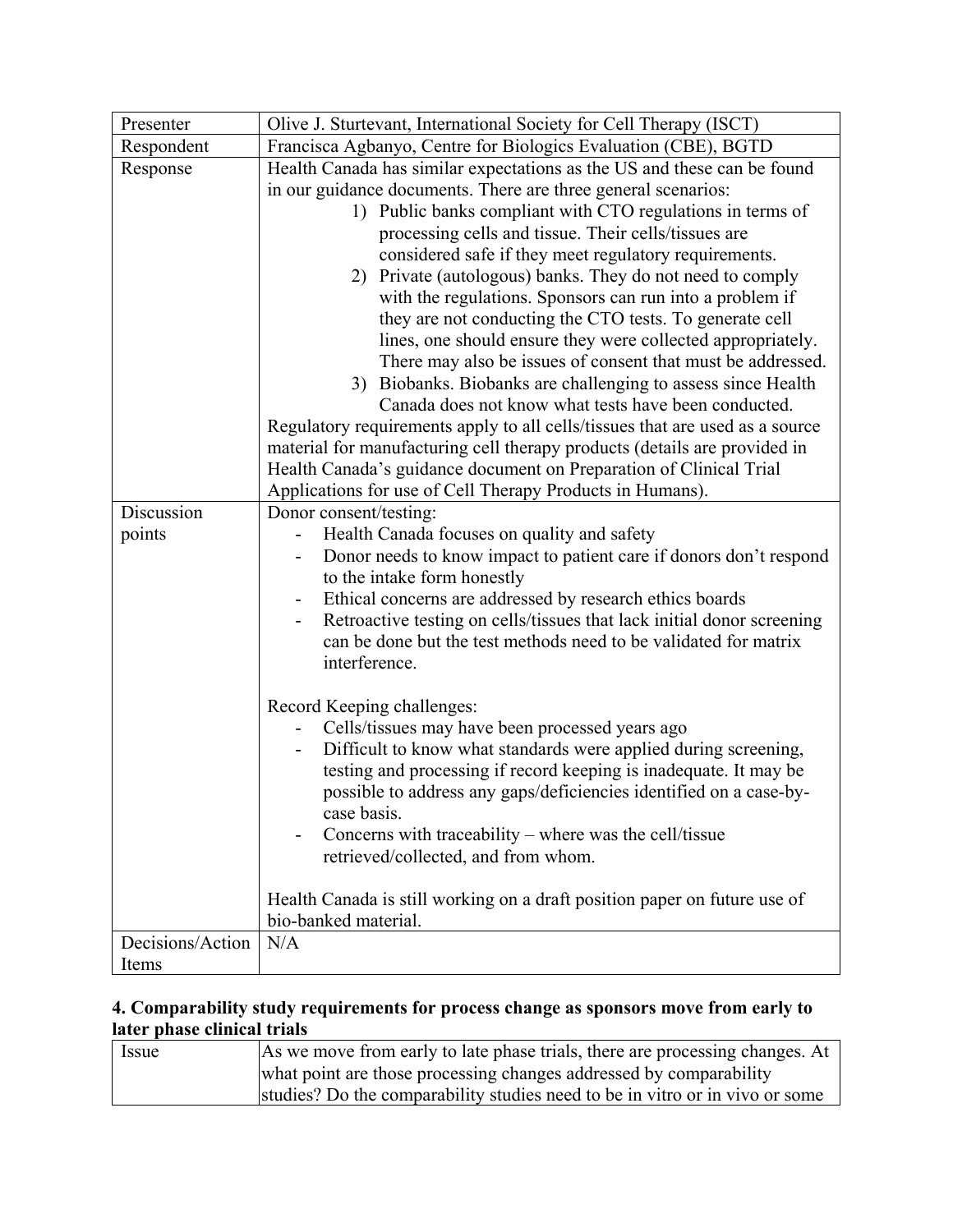| | |
|---|---|
| Presenter | Olive J. Sturtevant, International Society for Cell Therapy (ISCT) |
| Respondent | Francisca Agbanyo, Centre for Biologics Evaluation (CBE), BGTD |
| Response | Health Canada has similar expectations as the US and these can be found in our guidance documents. There are three general scenarios:<br>1) Public banks compliant with CTO regulations in terms of processing cells and tissue. Their cells/tissues are considered safe if they meet regulatory requirements.<br>2) Private (autologous) banks. They do not need to comply with the regulations. Sponsors can run into a problem if they are not conducting the CTO tests. To generate cell lines, one should ensure they were collected appropriately. There may also be issues of consent that must be addressed.<br>3) Biobanks. Biobanks are challenging to assess since Health Canada does not know what tests have been conducted.<br>Regulatory requirements apply to all cells/tissues that are used as a source material for manufacturing cell therapy products (details are provided in Health Canada's guidance document on Preparation of Clinical Trial Applications for use of Cell Therapy Products in Humans). |
| Discussion points | Donor consent/testing:<br>- Health Canada focuses on quality and safety<br>- Donor needs to know impact to patient care if donors don't respond to the intake form honestly<br>- Ethical concerns are addressed by research ethics boards<br>- Retroactive testing on cells/tissues that lack initial donor screening can be done but the test methods need to be validated for matrix interference.<br><br>Record Keeping challenges:<br>- Cells/tissues may have been processed years ago<br>- Difficult to know what standards were applied during screening, testing and processing if record keeping is inadequate. It may be possible to address any gaps/deficiencies identified on a case-by-case basis.<br>- Concerns with traceability – where was the cell/tissue retrieved/collected, and from whom.<br><br>Health Canada is still working on a draft position paper on future use of bio-banked material. |
| Decisions/Action Items | N/A |

**4. Comparability study requirements for process change as sponsors move from early to later phase clinical trials**

| | |
|---|---|
| Issue | As we move from early to late phase trials, there are processing changes. At what point are those processing changes addressed by comparability studies? Do the comparability studies need to be in vitro or in vivo or some |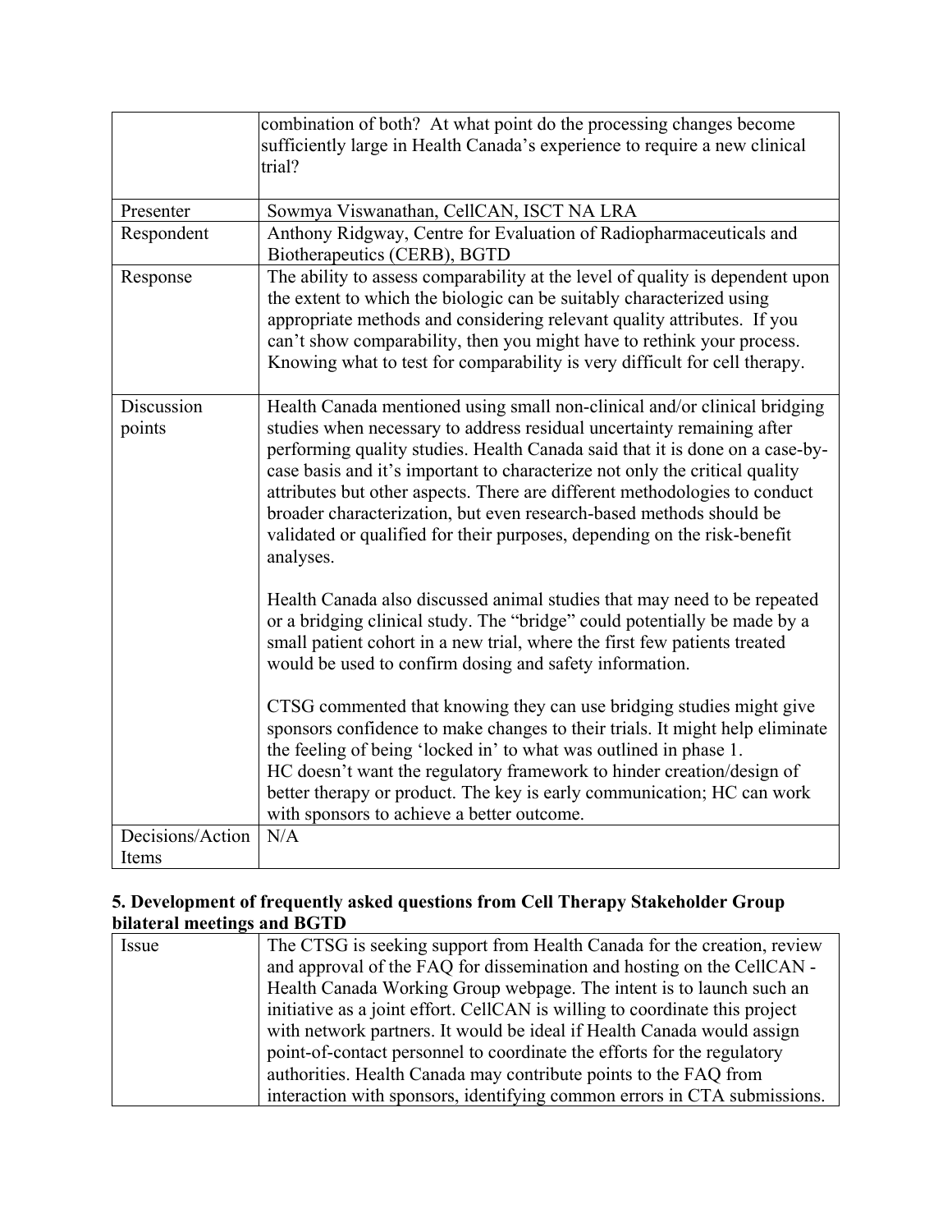|  |  |
| --- | --- |
|  | combination of both? At what point do the processing changes become sufficiently large in Health Canada's experience to require a new clinical trial? |
| Presenter | Sowmya Viswanathan, CellCAN, ISCT NA LRA |
| Respondent | Anthony Ridgway, Centre for Evaluation of Radiopharmaceuticals and Biotherapeutics (CERB), BGTD |
| Response | The ability to assess comparability at the level of quality is dependent upon the extent to which the biologic can be suitably characterized using appropriate methods and considering relevant quality attributes. If you can't show comparability, then you might have to rethink your process. Knowing what to test for comparability is very difficult for cell therapy. |
| Discussion points | Health Canada mentioned using small non-clinical and/or clinical bridging studies when necessary to address residual uncertainty remaining after performing quality studies. Health Canada said that it is done on a case-by-case basis and it's important to characterize not only the critical quality attributes but other aspects. There are different methodologies to conduct broader characterization, but even research-based methods should be validated or qualified for their purposes, depending on the risk-benefit analyses.<br><br>Health Canada also discussed animal studies that may need to be repeated or a bridging clinical study. The "bridge" could potentially be made by a small patient cohort in a new trial, where the first few patients treated would be used to confirm dosing and safety information.<br><br>CTSG commented that knowing they can use bridging studies might give sponsors confidence to make changes to their trials. It might help eliminate the feeling of being 'locked in' to what was outlined in phase 1.<br>HC doesn't want the regulatory framework to hinder creation/design of better therapy or product. The key is early communication; HC can work with sponsors to achieve a better outcome. |
| Decisions/Action Items | N/A |

**5. Development of frequently asked questions from Cell Therapy Stakeholder Group bilateral meetings and BGTD**

|  |  |
| --- | --- |
| Issue | The CTSG is seeking support from Health Canada for the creation, review and approval of the FAQ for dissemination and hosting on the CellCAN - Health Canada Working Group webpage. The intent is to launch such an initiative as a joint effort. CellCAN is willing to coordinate this project with network partners. It would be ideal if Health Canada would assign point-of-contact personnel to coordinate the efforts for the regulatory authorities. Health Canada may contribute points to the FAQ from interaction with sponsors, identifying common errors in CTA submissions. |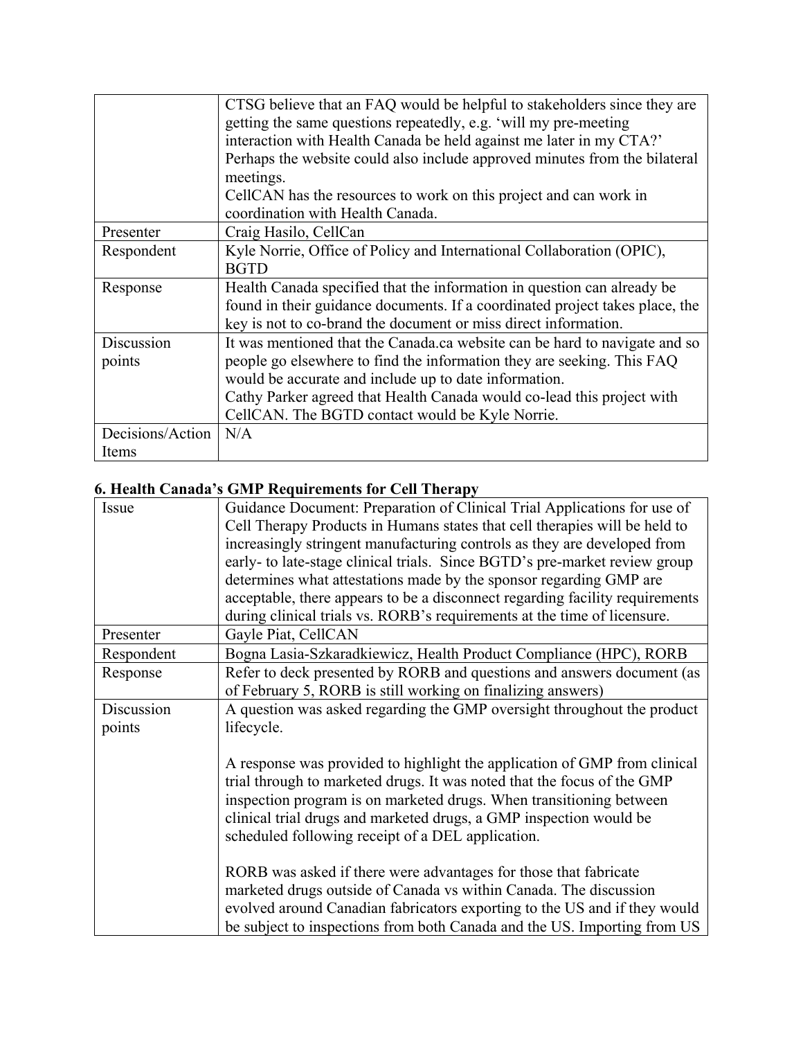| | |
|---|---|
| | CTSG believe that an FAQ would be helpful to stakeholders since they are getting the same questions repeatedly, e.g. 'will my pre-meeting interaction with Health Canada be held against me later in my CTA?' Perhaps the website could also include approved minutes from the bilateral meetings.<br>CellCAN has the resources to work on this project and can work in coordination with Health Canada. |
| Presenter | Craig Hasilo, CellCan |
| Respondent | Kyle Norrie, Office of Policy and International Collaboration (OPIC), BGTD |
| Response | Health Canada specified that the information in question can already be found in their guidance documents. If a coordinated project takes place, the key is not to co-brand the document or miss direct information. |
| Discussion points | It was mentioned that the Canada.ca website can be hard to navigate and so people go elsewhere to find the information they are seeking. This FAQ would be accurate and include up to date information.<br>Cathy Parker agreed that Health Canada would co-lead this project with CellCAN. The BGTD contact would be Kyle Norrie. |
| Decisions/Action Items | N/A |

## 6. Health Canada's GMP Requirements for Cell Therapy

| | |
|---|---|
| Issue | Guidance Document: Preparation of Clinical Trial Applications for use of Cell Therapy Products in Humans states that cell therapies will be held to increasingly stringent manufacturing controls as they are developed from early- to late-stage clinical trials. Since BGTD's pre-market review group determines what attestations made by the sponsor regarding GMP are acceptable, there appears to be a disconnect regarding facility requirements during clinical trials vs. RORB's requirements at the time of licensure. |
| Presenter | Gayle Piat, CellCAN |
| Respondent | Bogna Lasia-Szkaradkiewicz, Health Product Compliance (HPC), RORB |
| Response | Refer to deck presented by RORB and questions and answers document (as of February 5, RORB is still working on finalizing answers) |
| Discussion points | A question was asked regarding the GMP oversight throughout the product lifecycle.<br><br>A response was provided to highlight the application of GMP from clinical trial through to marketed drugs. It was noted that the focus of the GMP inspection program is on marketed drugs. When transitioning between clinical trial drugs and marketed drugs, a GMP inspection would be scheduled following receipt of a DEL application.<br><br>RORB was asked if there were advantages for those that fabricate marketed drugs outside of Canada vs within Canada. The discussion evolved around Canadian fabricators exporting to the US and if they would be subject to inspections from both Canada and the US. Importing from US |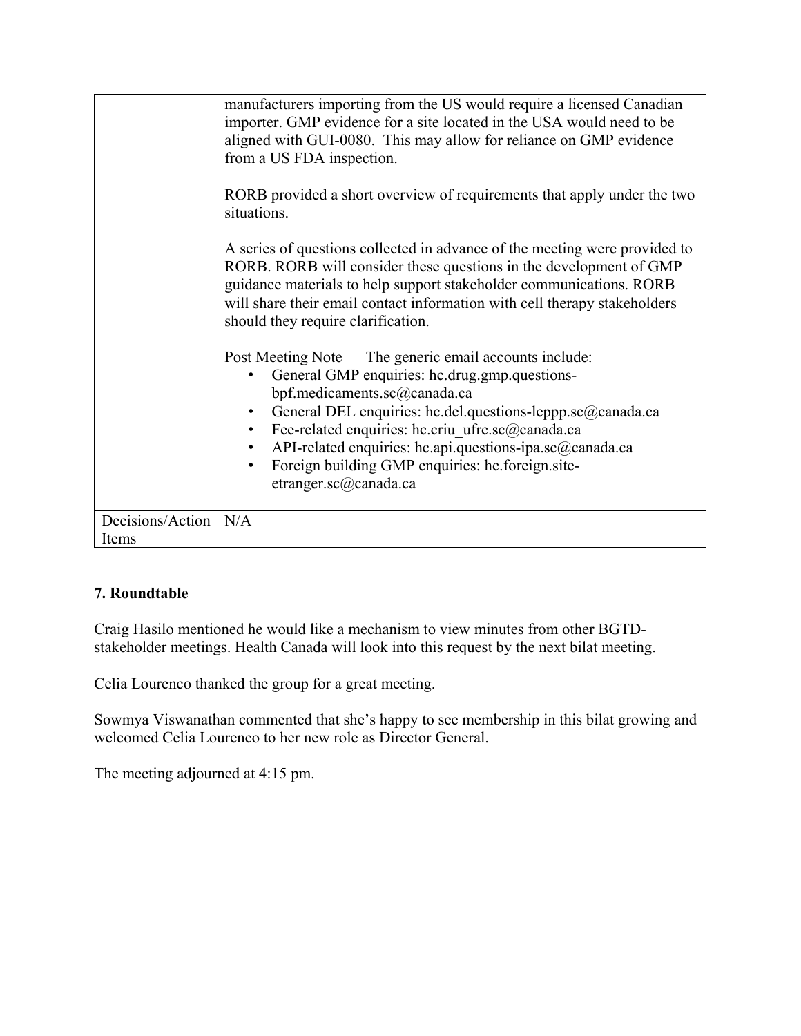| | |
|---|---|
| | manufacturers importing from the US would require a licensed Canadian importer. GMP evidence for a site located in the USA would need to be aligned with GUI-0080. This may allow for reliance on GMP evidence from a US FDA inspection.<br><br>RORB provided a short overview of requirements that apply under the two situations.<br><br>A series of questions collected in advance of the meeting were provided to RORB. RORB will consider these questions in the development of GMP guidance materials to help support stakeholder communications. RORB will share their email contact information with cell therapy stakeholders should they require clarification.<br><br>Post Meeting Note — The generic email accounts include:<br>• General GMP enquiries: hc.drug.gmp.questions-bpf.medicaments.sc@canada.ca<br>• General DEL enquiries: hc.del.questions-leppp.sc@canada.ca<br>• Fee-related enquiries: hc.criu_ufrc.sc@canada.ca<br>• API-related enquiries: hc.api.questions-ipa.sc@canada.ca<br>• Foreign building GMP enquiries: hc.foreign.site-etranger.sc@canada.ca |
| Decisions/Action Items | N/A |

**7. Roundtable**

Craig Hasilo mentioned he would like a mechanism to view minutes from other BGTD-stakeholder meetings. Health Canada will look into this request by the next bilat meeting.

Celia Lourenco thanked the group for a great meeting.

Sowmya Viswanathan commented that she's happy to see membership in this bilat growing and welcomed Celia Lourenco to her new role as Director General.

The meeting adjourned at 4:15 pm.